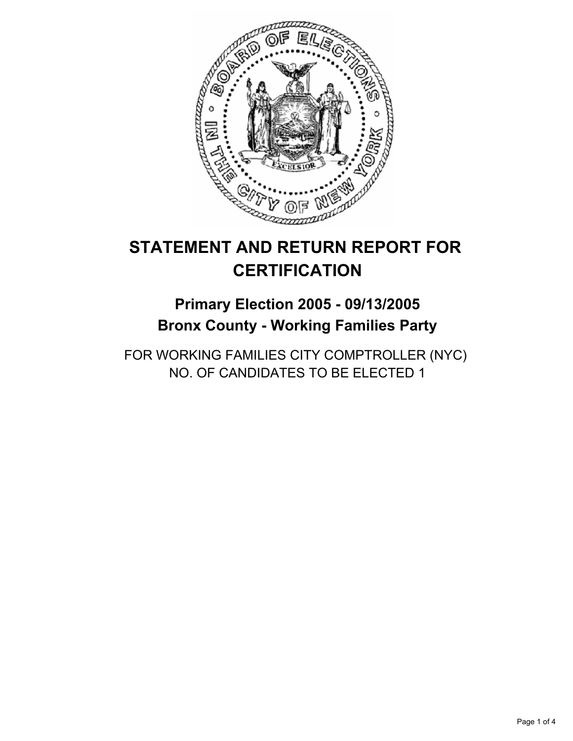# STATEMENT AND RETURN REPORT FOR CERTIFICATION

## Primary Election 2005 - 09/13/2005
## Bronx County - Working Families Party

FOR WORKING FAMILIES CITY COMPTROLLER (NYC)
NO. OF CANDIDATES TO BE ELECTED 1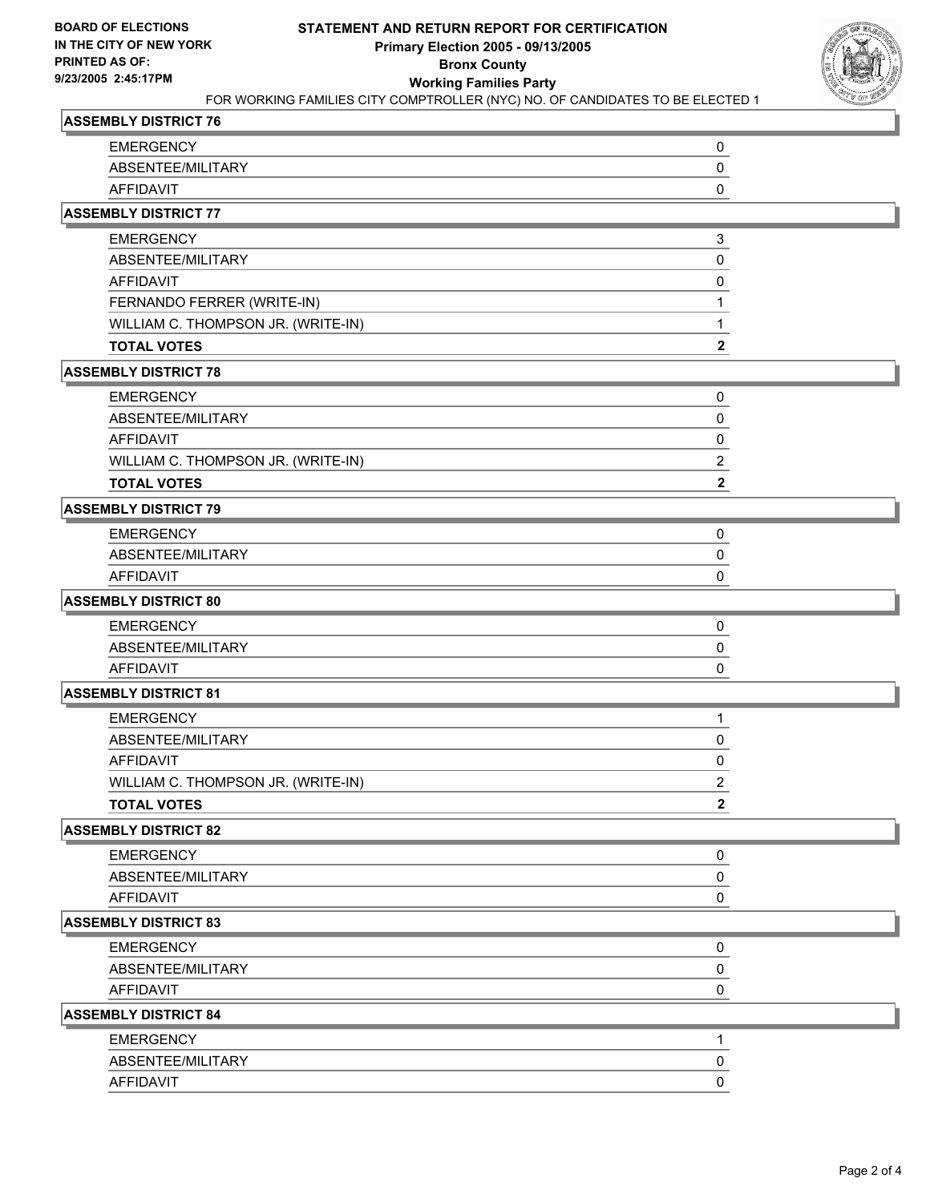**BOARD OF ELECTIONS IN THE CITY OF NEW YORK PRINTED AS OF: 9/23/2005 2:45:17PM**

# STATEMENT AND RETURN REPORT FOR CERTIFICATION
## Primary Election 2005 - 09/13/2005
## Bronx County
## Working Families Party

FOR WORKING FAMILIES CITY COMPTROLLER (NYC) NO. OF CANDIDATES TO BE ELECTED 1

### ASSEMBLY DISTRICT 76

| | |
|---|---|
| EMERGENCY | 0 |
| ABSENTEE/MILITARY | 0 |
| AFFIDAVIT | 0 |

### ASSEMBLY DISTRICT 77

| | |
|---|---|
| EMERGENCY | 3 |
| ABSENTEE/MILITARY | 0 |
| AFFIDAVIT | 0 |
| FERNANDO FERRER (WRITE-IN) | 1 |
| WILLIAM C. THOMPSON JR. (WRITE-IN) | 1 |
| **TOTAL VOTES** | **2** |

### ASSEMBLY DISTRICT 78

| | |
|---|---|
| EMERGENCY | 0 |
| ABSENTEE/MILITARY | 0 |
| AFFIDAVIT | 0 |
| WILLIAM C. THOMPSON JR. (WRITE-IN) | 2 |
| **TOTAL VOTES** | **2** |

### ASSEMBLY DISTRICT 79

| | |
|---|---|
| EMERGENCY | 0 |
| ABSENTEE/MILITARY | 0 |
| AFFIDAVIT | 0 |

### ASSEMBLY DISTRICT 80

| | |
|---|---|
| EMERGENCY | 0 |
| ABSENTEE/MILITARY | 0 |
| AFFIDAVIT | 0 |

### ASSEMBLY DISTRICT 81

| | |
|---|---|
| EMERGENCY | 1 |
| ABSENTEE/MILITARY | 0 |
| AFFIDAVIT | 0 |
| WILLIAM C. THOMPSON JR. (WRITE-IN) | 2 |
| **TOTAL VOTES** | **2** |

### ASSEMBLY DISTRICT 82

| | |
|---|---|
| EMERGENCY | 0 |
| ABSENTEE/MILITARY | 0 |
| AFFIDAVIT | 0 |

### ASSEMBLY DISTRICT 83

| | |
|---|---|
| EMERGENCY | 0 |
| ABSENTEE/MILITARY | 0 |
| AFFIDAVIT | 0 |

### ASSEMBLY DISTRICT 84

| | |
|---|---|
| EMERGENCY | 1 |
| ABSENTEE/MILITARY | 0 |
| AFFIDAVIT | 0 |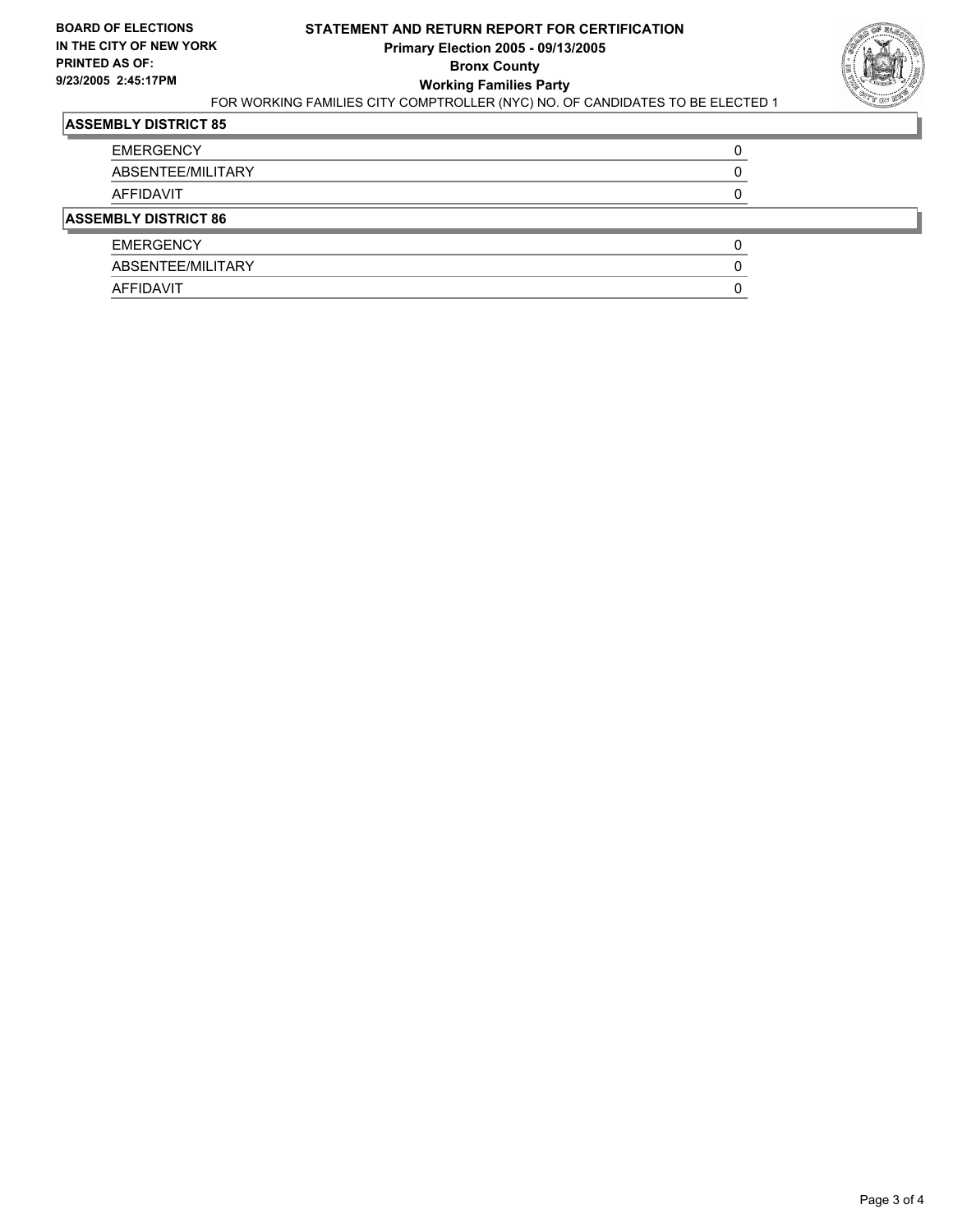**BOARD OF ELECTIONS IN THE CITY OF NEW YORK PRINTED AS OF: 9/23/2005 2:45:17PM**

# STATEMENT AND RETURN REPORT FOR CERTIFICATION
## Primary Election 2005 - 09/13/2005
## Bronx County
## Working Families Party

FOR WORKING FAMILIES CITY COMPTROLLER (NYC) NO. OF CANDIDATES TO BE ELECTED 1

### ASSEMBLY DISTRICT 85

| | |
|---|---|
| EMERGENCY | 0 |
| ABSENTEE/MILITARY | 0 |
| AFFIDAVIT | 0 |

### ASSEMBLY DISTRICT 86

| | |
|---|---|
| EMERGENCY | 0 |
| ABSENTEE/MILITARY | 0 |
| AFFIDAVIT | 0 |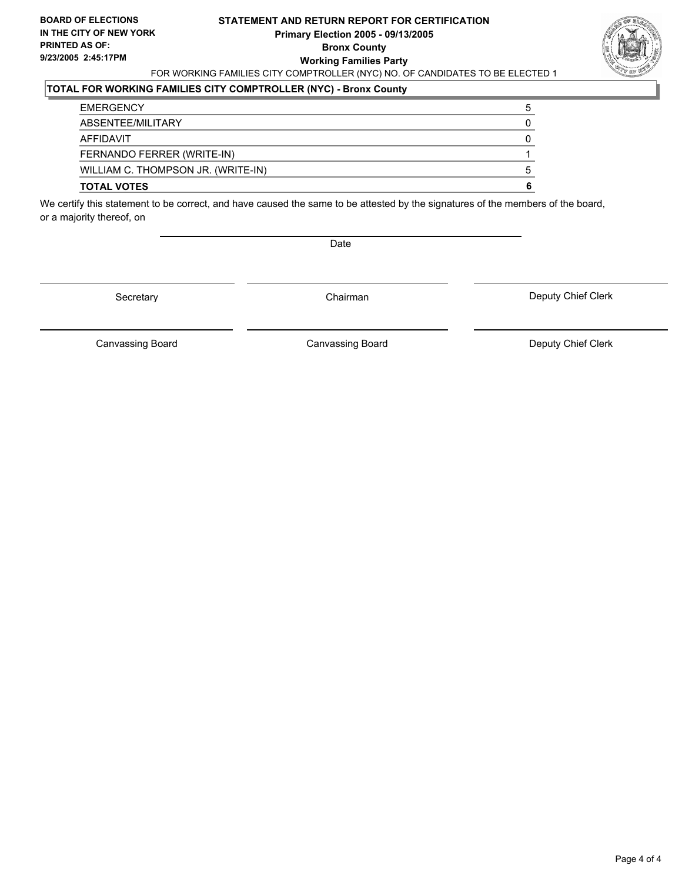**BOARD OF ELECTIONS IN THE CITY OF NEW YORK**
**PRINTED AS OF: 9/23/2005 2:45:17PM**

# STATEMENT AND RETURN REPORT FOR CERTIFICATION
## Primary Election 2005 - 09/13/2005
## Bronx County
## Working Families Party

FOR WORKING FAMILIES CITY COMPTROLLER (NYC) NO. OF CANDIDATES TO BE ELECTED 1

**TOTAL FOR WORKING FAMILIES CITY COMPTROLLER (NYC) - Bronx County**

| | |
|---|---|
| EMERGENCY | 5 |
| ABSENTEE/MILITARY | 0 |
| AFFIDAVIT | 0 |
| FERNANDO FERRER (WRITE-IN) | 1 |
| WILLIAM C. THOMPSON JR. (WRITE-IN) | 5 |
| **TOTAL VOTES** | **6** |

We certify this statement to be correct, and have caused the same to be attested by the signatures of the members of the board, or a majority thereof, on

Date

Secretary

Chairman

Deputy Chief Clerk

Canvassing Board

Canvassing Board

Deputy Chief Clerk